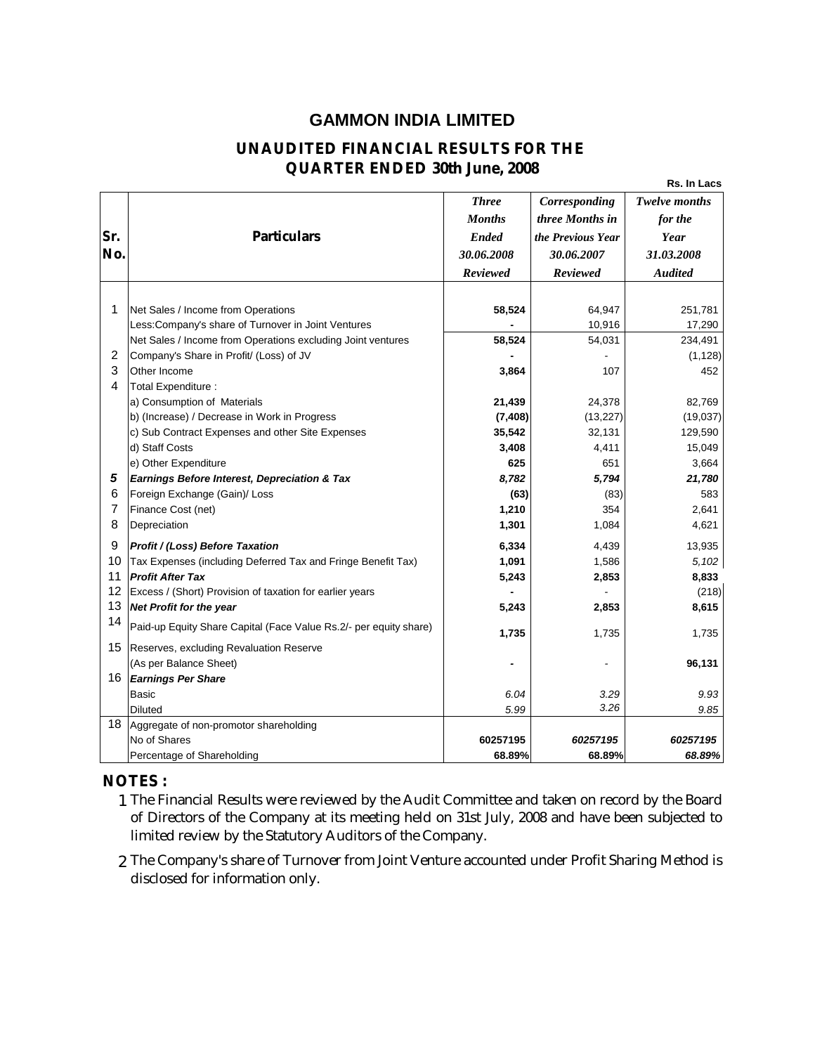# GAMMON INDIA LIMITED

## UNAUDITED FINANCIAL RESULTS FOR THE QUARTER ENDED 30th June, 2008

Rs. In Lacs

| Sr. No. | Particulars | *Three Months Ended 30.06.2008 Reviewed* | *Corresponding three Months in the Previous Year 30.06.2007 Reviewed* | *Twelve months for the Year 31.03.2008 Audited* |
|---|---|---|---|---|
| 1 | Net Sales / Income from Operations | **58,524** | 64,947 | 251,781 |
| | Less:Company's share of Turnover in Joint Ventures | **-** | 10,916 | 17,290 |
| | Net Sales / Income from Operations excluding Joint ventures | **58,524** | 54,031 | 234,491 |
| 2 | Company's Share in Profit/ (Loss) of JV | **-** | - | (1,128) |
| 3 | Other Income | **3,864** | 107 | 452 |
| 4 | Total Expenditure : | | | |
| | a) Consumption of Materials | **21,439** | 24,378 | 82,769 |
| | b) (Increase) / Decrease in Work in Progress | **(7,408)** | (13,227) | (19,037) |
| | c) Sub Contract Expenses and other Site Expenses | **35,542** | 32,131 | 129,590 |
| | d) Staff Costs | **3,408** | 4,411 | 15,049 |
| | e) Other Expenditure | **625** | 651 | 3,664 |
| ***5*** | ***Earnings Before Interest, Depreciation & Tax*** | ***8,782*** | ***5,794*** | ***21,780*** |
| 6 | Foreign Exchange (Gain)/ Loss | **(63)** | (83) | 583 |
| 7 | Finance Cost (net) | **1,210** | 354 | 2,641 |
| 8 | Depreciation | **1,301** | 1,084 | 4,621 |
| 9 | ***Profit / (Loss) Before Taxation*** | **6,334** | 4,439 | 13,935 |
| 10 | Tax Expenses (including Deferred Tax and Fringe Benefit Tax) | **1,091** | 1,586 | *5,102* |
| 11 | ***Profit After Tax*** | **5,243** | **2,853** | **8,833** |
| 12 | Excess / (Short) Provision of taxation for earlier years | **-** | - | (218) |
| 13 | ***Net Profit for the year*** | **5,243** | **2,853** | **8,615** |
| 14 | Paid-up Equity Share Capital (Face Value Rs.2/- per equity share) | **1,735** | 1,735 | 1,735 |
| 15 | Reserves, excluding Revaluation Reserve (As per Balance Sheet) | **-** | - | **96,131** |
| 16 | ***Earnings Per Share*** | | | |
| | Basic | *6.04* | *3.29* | *9.93* |
| | Diluted | *5.99* | *3.26* | *9.85* |
| 18 | Aggregate of non-promotor shareholding | | | |
| | No of Shares | **60257195** | ***60257195*** | ***60257195*** |
| | Percentage of Shareholding | **68.89%** | **68.89%** | ***68.89%*** |

**NOTES :**

1. The Financial Results were reviewed by the Audit Committee and taken on record by the Board of Directors of the Company at its meeting held on 31st July, 2008 and have been subjected to limited review by the Statutory Auditors of the Company.
2. The Company's share of Turnover from Joint Venture accounted under Profit Sharing Method is disclosed for information only.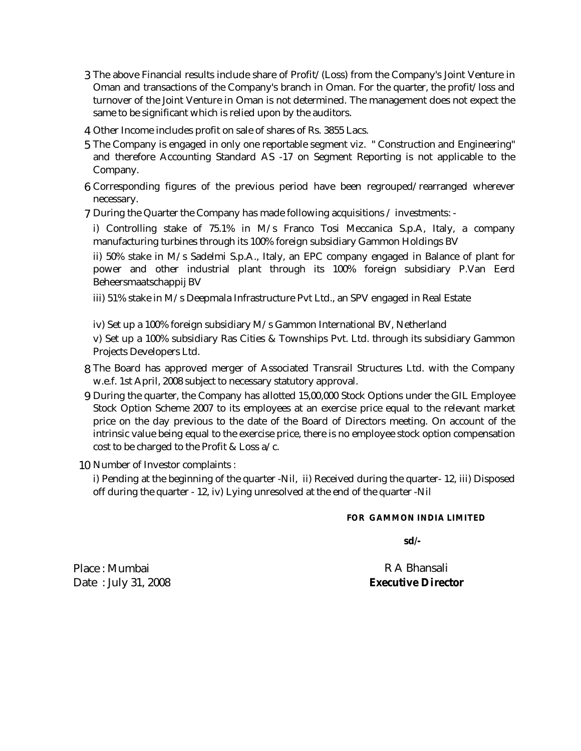3. The above Financial results include share of Profit/(Loss) from the Company's Joint Venture in Oman and transactions of the Company's branch in Oman. For the quarter, the profit/loss and turnover of the Joint Venture in Oman is not determined. The management does not expect the same to be significant which is relied upon by the auditors.

4. Other Income includes profit on sale of shares of Rs. 3855 Lacs.

5. The Company is engaged in only one reportable segment viz. " Construction and Engineering" and therefore Accounting Standard AS -17 on Segment Reporting is not applicable to the Company.

6. Corresponding figures of the previous period have been regrouped/rearranged wherever necessary.

7. During the Quarter the Company has made following acquisitions / investments: -

   i) Controlling stake of 75.1% in M/s Franco Tosi Meccanica S.p.A, Italy, a company manufacturing turbines through its 100% foreign subsidiary Gammon Holdings BV

   ii) 50% stake in M/s Sadelmi S.p.A., Italy, an EPC company engaged in Balance of plant for power and other industrial plant through its 100% foreign subsidiary P.Van Eerd Beheersmaatschappij BV

   iii) 51% stake in M/s Deepmala Infrastructure Pvt Ltd., an SPV engaged in Real Estate

   iv) Set up a 100% foreign subsidiary M/s Gammon International BV, Netherland

   v) Set up a 100% subsidiary Ras Cities & Townships Pvt. Ltd. through its subsidiary Gammon Projects Developers Ltd.

8. The Board has approved merger of Associated Transrail Structures Ltd. with the Company w.e.f. 1st April, 2008 subject to necessary statutory approval.

9. During the quarter, the Company has allotted 15,00,000 Stock Options under the GIL Employee Stock Option Scheme 2007 to its employees at an exercise price equal to the relevant market price on the day previous to the date of the Board of Directors meeting. On account of the intrinsic value being equal to the exercise price, there is no employee stock option compensation cost to be charged to the Profit & Loss a/c.

10. Number of Investor complaints :

    i) Pending at the beginning of the quarter -Nil, ii) Received during the quarter- 12, iii) Disposed off during the quarter - 12, iv) Lying unresolved at the end of the quarter -Nil

**FOR GAMMON INDIA LIMITED**

**sd/-**

Place : Mumbai
Date : July 31, 2008

R A Bhansali
**Executive Director**